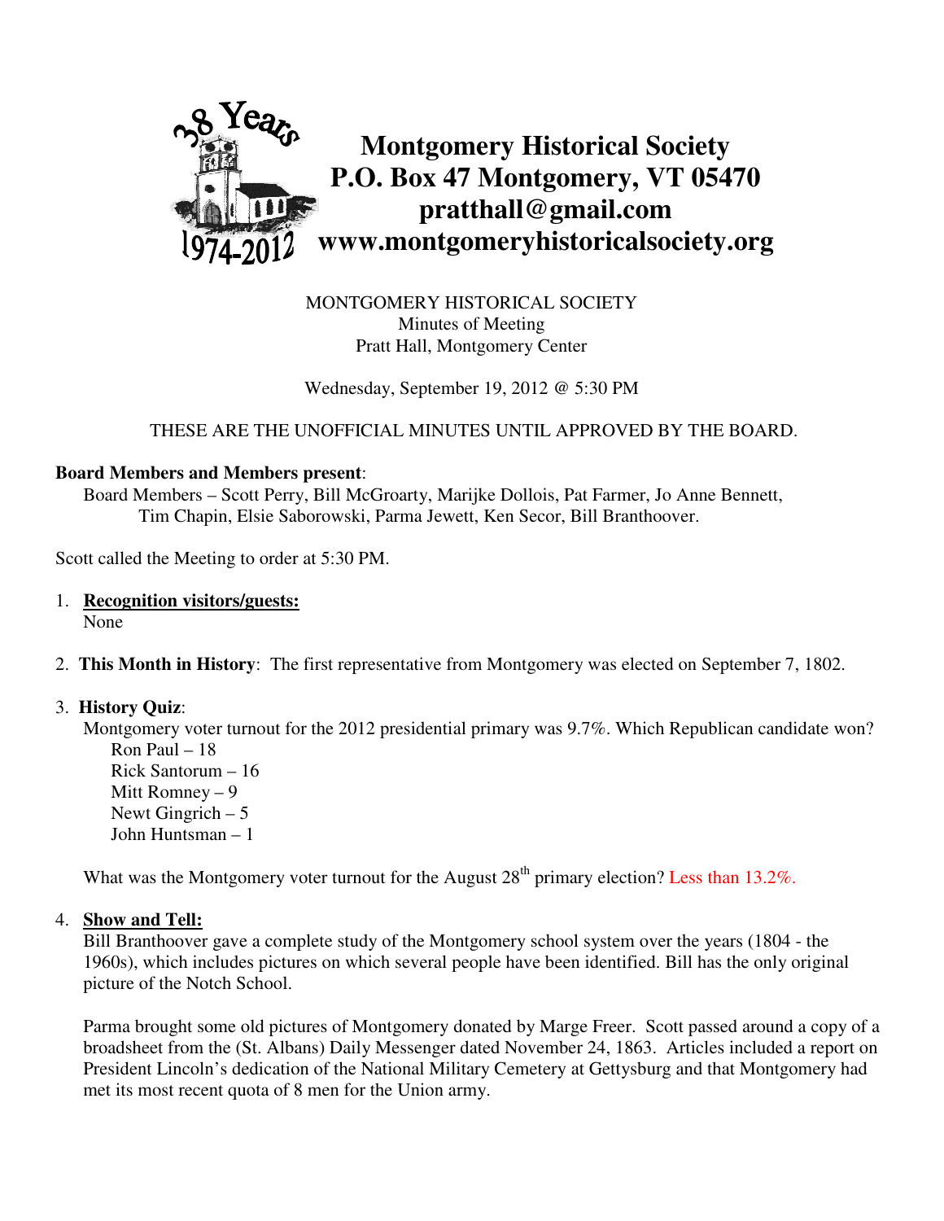**Montgomery Historical Society**
**P.O. Box 47 Montgomery, VT 05470**
**pratthall@gmail.com**
**www.montgomeryhistoricalsociety.org**

38 Years 1974-2012

MONTGOMERY HISTORICAL SOCIETY
Minutes of Meeting
Pratt Hall, Montgomery Center

Wednesday, September 19, 2012 @ 5:30 PM

THESE ARE THE UNOFFICIAL MINUTES UNTIL APPROVED BY THE BOARD.

**Board Members and Members present**:

Board Members – Scott Perry, Bill McGroarty, Marijke Dollois, Pat Farmer, Jo Anne Bennett, Tim Chapin, Elsie Saborowski, Parma Jewett, Ken Secor, Bill Branthoover.

Scott called the Meeting to order at 5:30 PM.

1. **Recognition visitors/guests:**
   None

2. **This Month in History**: The first representative from Montgomery was elected on September 7, 1802.

3. **History Quiz**:
   Montgomery voter turnout for the 2012 presidential primary was 9.7%. Which Republican candidate won?
   Ron Paul – 18
   Rick Santorum – 16
   Mitt Romney – 9
   Newt Gingrich – 5
   John Huntsman – 1

   What was the Montgomery voter turnout for the August 28th primary election? Less than 13.2%.

4. **Show and Tell:**
   Bill Branthoover gave a complete study of the Montgomery school system over the years (1804 - the 1960s), which includes pictures on which several people have been identified. Bill has the only original picture of the Notch School.

   Parma brought some old pictures of Montgomery donated by Marge Freer. Scott passed around a copy of a broadsheet from the (St. Albans) Daily Messenger dated November 24, 1863. Articles included a report on President Lincoln's dedication of the National Military Cemetery at Gettysburg and that Montgomery had met its most recent quota of 8 men for the Union army.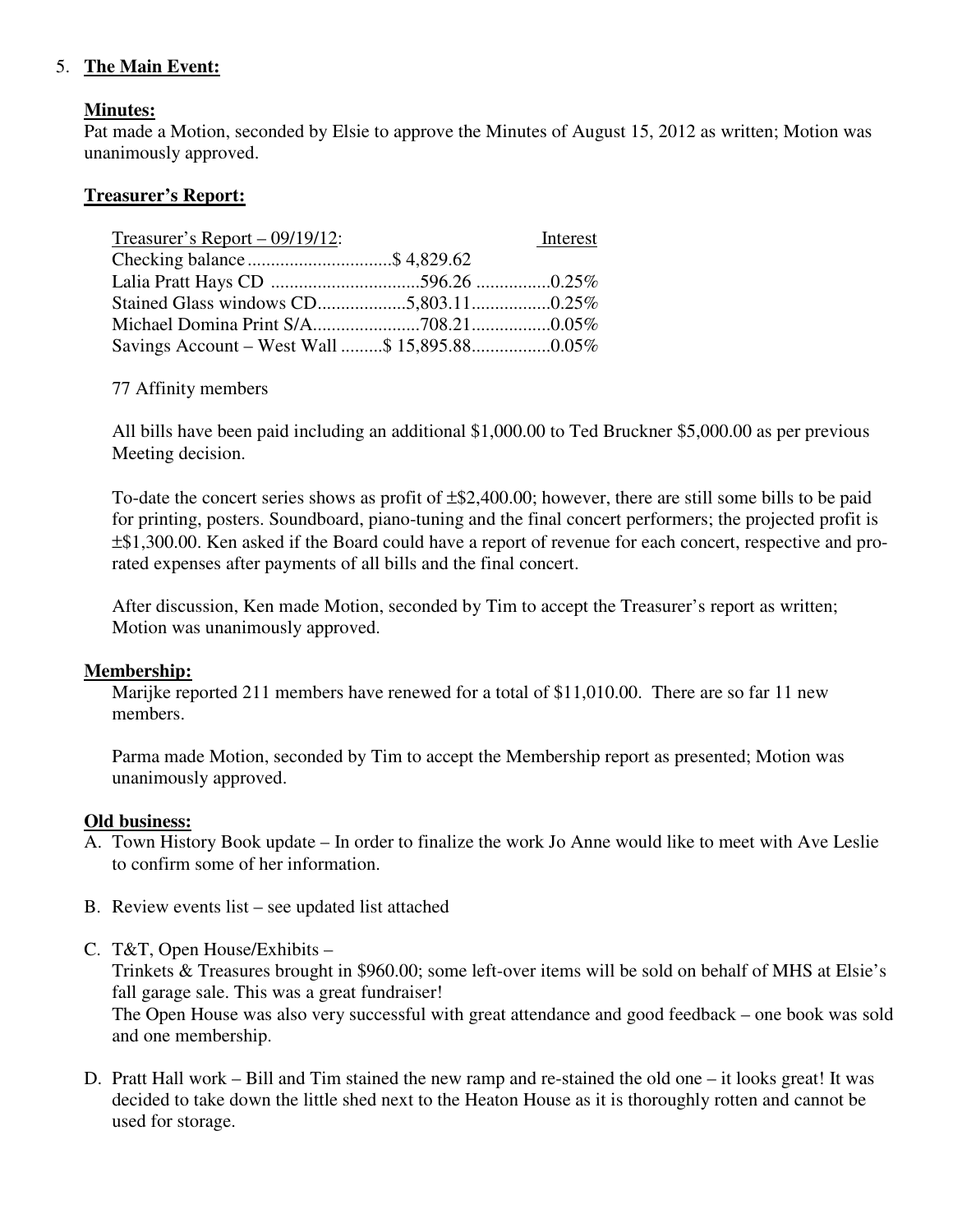5. **The Main Event:**

**Minutes:**
Pat made a Motion, seconded by Elsie to approve the Minutes of August 15, 2012 as written; Motion was unanimously approved.

**Treasurer's Report:**

| Treasurer's Report – 09/19/12: | | Interest |
|---|---|---|
| Checking balance | $ 4,829.62 | |
| Lalia Pratt Hays CD | 596.26 | 0.25% |
| Stained Glass windows CD | 5,803.11 | 0.25% |
| Michael Domina Print S/A | 708.21 | 0.05% |
| Savings Account – West Wall | $ 15,895.88 | 0.05% |

77 Affinity members

All bills have been paid including an additional $1,000.00 to Ted Bruckner $5,000.00 as per previous Meeting decision.

To-date the concert series shows as profit of ±$2,400.00; however, there are still some bills to be paid for printing, posters. Soundboard, piano-tuning and the final concert performers; the projected profit is ±$1,300.00. Ken asked if the Board could have a report of revenue for each concert, respective and pro-rated expenses after payments of all bills and the final concert.

After discussion, Ken made Motion, seconded by Tim to accept the Treasurer's report as written; Motion was unanimously approved.

**Membership:**

Marijke reported 211 members have renewed for a total of $11,010.00. There are so far 11 new members.

Parma made Motion, seconded by Tim to accept the Membership report as presented; Motion was unanimously approved.

**Old business:**

A. Town History Book update – In order to finalize the work Jo Anne would like to meet with Ave Leslie to confirm some of her information.

B. Review events list – see updated list attached

C. T&T, Open House/Exhibits –
Trinkets & Treasures brought in $960.00; some left-over items will be sold on behalf of MHS at Elsie's fall garage sale. This was a great fundraiser!
The Open House was also very successful with great attendance and good feedback – one book was sold and one membership.

D. Pratt Hall work – Bill and Tim stained the new ramp and re-stained the old one – it looks great! It was decided to take down the little shed next to the Heaton House as it is thoroughly rotten and cannot be used for storage.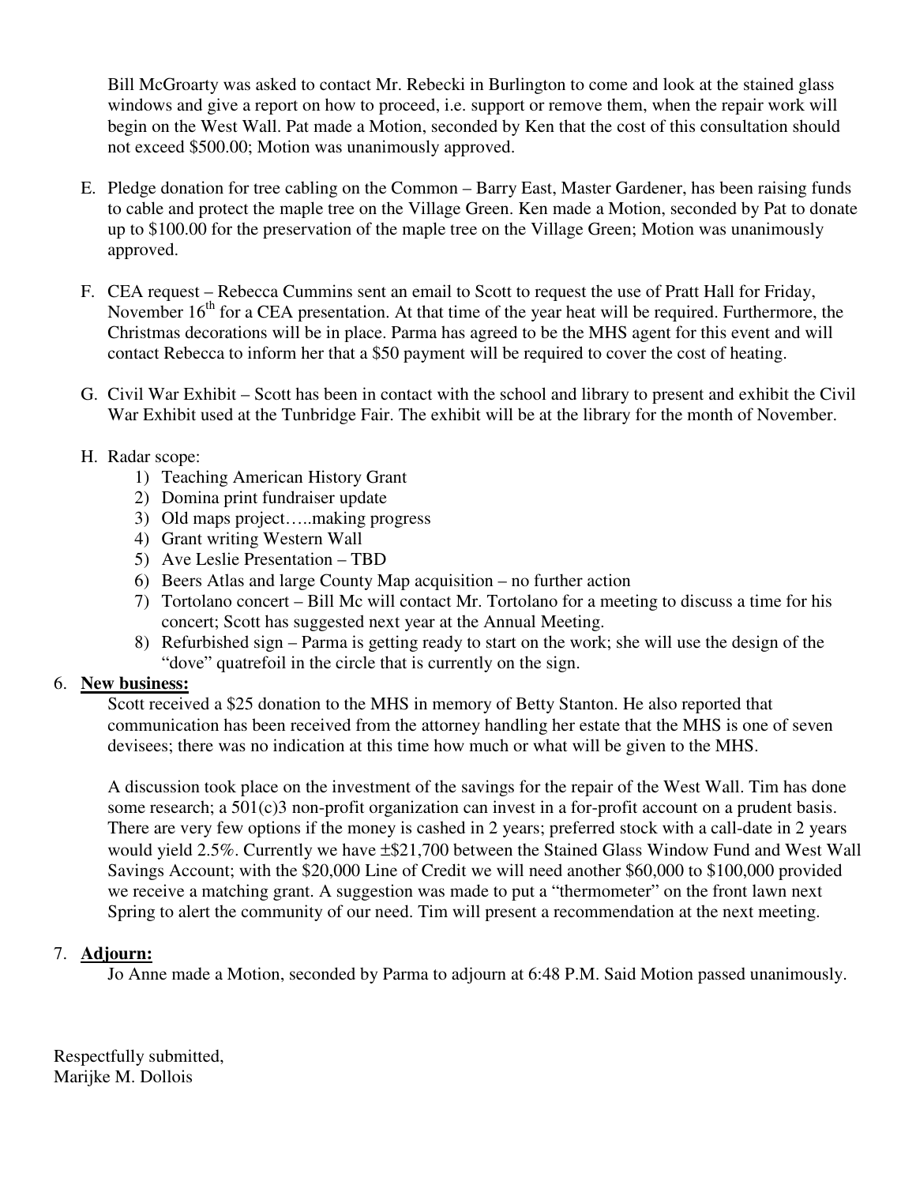Bill McGroarty was asked to contact Mr. Rebecki in Burlington to come and look at the stained glass windows and give a report on how to proceed, i.e. support or remove them, when the repair work will begin on the West Wall. Pat made a Motion, seconded by Ken that the cost of this consultation should not exceed $500.00; Motion was unanimously approved.

E. Pledge donation for tree cabling on the Common – Barry East, Master Gardener, has been raising funds to cable and protect the maple tree on the Village Green. Ken made a Motion, seconded by Pat to donate up to $100.00 for the preservation of the maple tree on the Village Green; Motion was unanimously approved.

F. CEA request – Rebecca Cummins sent an email to Scott to request the use of Pratt Hall for Friday, November 16th for a CEA presentation. At that time of the year heat will be required. Furthermore, the Christmas decorations will be in place. Parma has agreed to be the MHS agent for this event and will contact Rebecca to inform her that a $50 payment will be required to cover the cost of heating.

G. Civil War Exhibit – Scott has been in contact with the school and library to present and exhibit the Civil War Exhibit used at the Tunbridge Fair. The exhibit will be at the library for the month of November.

H. Radar scope:
   1) Teaching American History Grant
   2) Domina print fundraiser update
   3) Old maps project…..making progress
   4) Grant writing Western Wall
   5) Ave Leslie Presentation – TBD
   6) Beers Atlas and large County Map acquisition – no further action
   7) Tortolano concert – Bill Mc will contact Mr. Tortolano for a meeting to discuss a time for his concert; Scott has suggested next year at the Annual Meeting.
   8) Refurbished sign – Parma is getting ready to start on the work; she will use the design of the "dove" quatrefoil in the circle that is currently on the sign.

6. **New business:**

   Scott received a $25 donation to the MHS in memory of Betty Stanton. He also reported that communication has been received from the attorney handling her estate that the MHS is one of seven devisees; there was no indication at this time how much or what will be given to the MHS.

   A discussion took place on the investment of the savings for the repair of the West Wall. Tim has done some research; a 501(c)3 non-profit organization can invest in a for-profit account on a prudent basis. There are very few options if the money is cashed in 2 years; preferred stock with a call-date in 2 years would yield 2.5%. Currently we have ±$21,700 between the Stained Glass Window Fund and West Wall Savings Account; with the $20,000 Line of Credit we will need another $60,000 to $100,000 provided we receive a matching grant. A suggestion was made to put a "thermometer" on the front lawn next Spring to alert the community of our need. Tim will present a recommendation at the next meeting.

7. **Adjourn:**

   Jo Anne made a Motion, seconded by Parma to adjourn at 6:48 P.M. Said Motion passed unanimously.

Respectfully submitted,
Marijke M. Dollois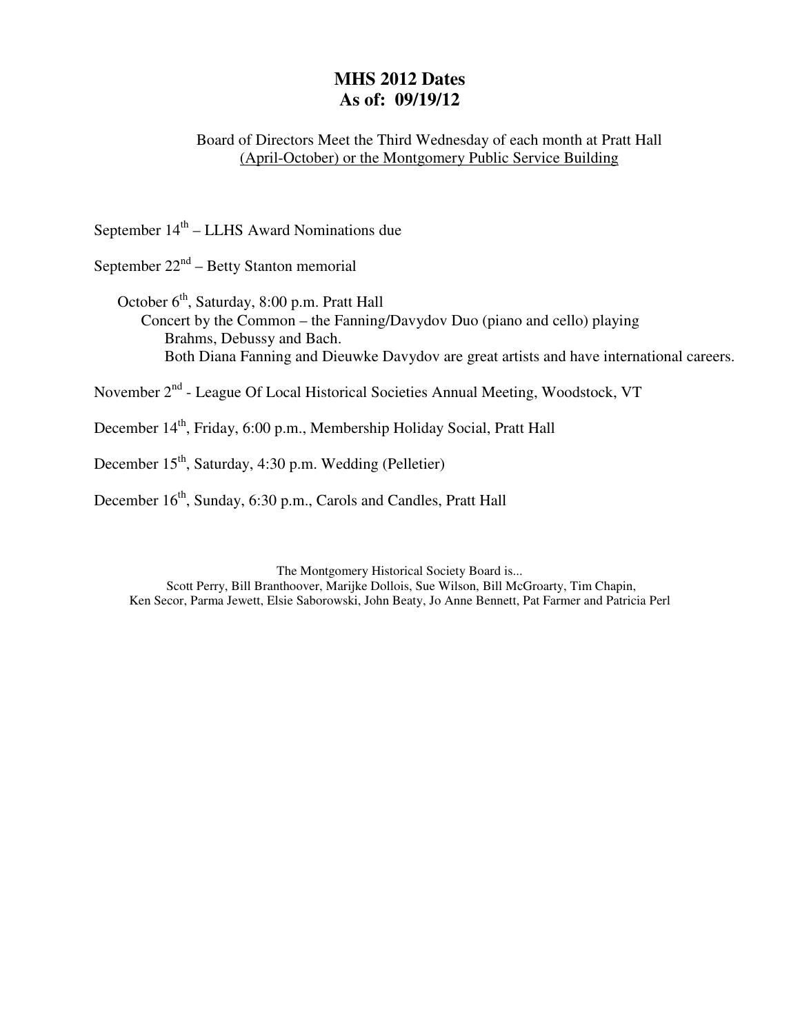# MHS 2012 Dates
## As of: 09/19/12

Board of Directors Meet the Third Wednesday of each month at Pratt Hall (April-October) or the Montgomery Public Service Building

September 14th – LLHS Award Nominations due

September 22nd – Betty Stanton memorial

October 6th, Saturday, 8:00 p.m. Pratt Hall
Concert by the Common – the Fanning/Davydov Duo (piano and cello) playing Brahms, Debussy and Bach.
Both Diana Fanning and Dieuwke Davydov are great artists and have international careers.

November 2nd - League Of Local Historical Societies Annual Meeting, Woodstock, VT

December 14th, Friday, 6:00 p.m., Membership Holiday Social, Pratt Hall

December 15th, Saturday, 4:30 p.m. Wedding (Pelletier)

December 16th, Sunday, 6:30 p.m., Carols and Candles, Pratt Hall

The Montgomery Historical Society Board is...
Scott Perry, Bill Branthoover, Marijke Dollois, Sue Wilson, Bill McGroarty, Tim Chapin, Ken Secor, Parma Jewett, Elsie Saborowski, John Beaty, Jo Anne Bennett, Pat Farmer and Patricia Perl